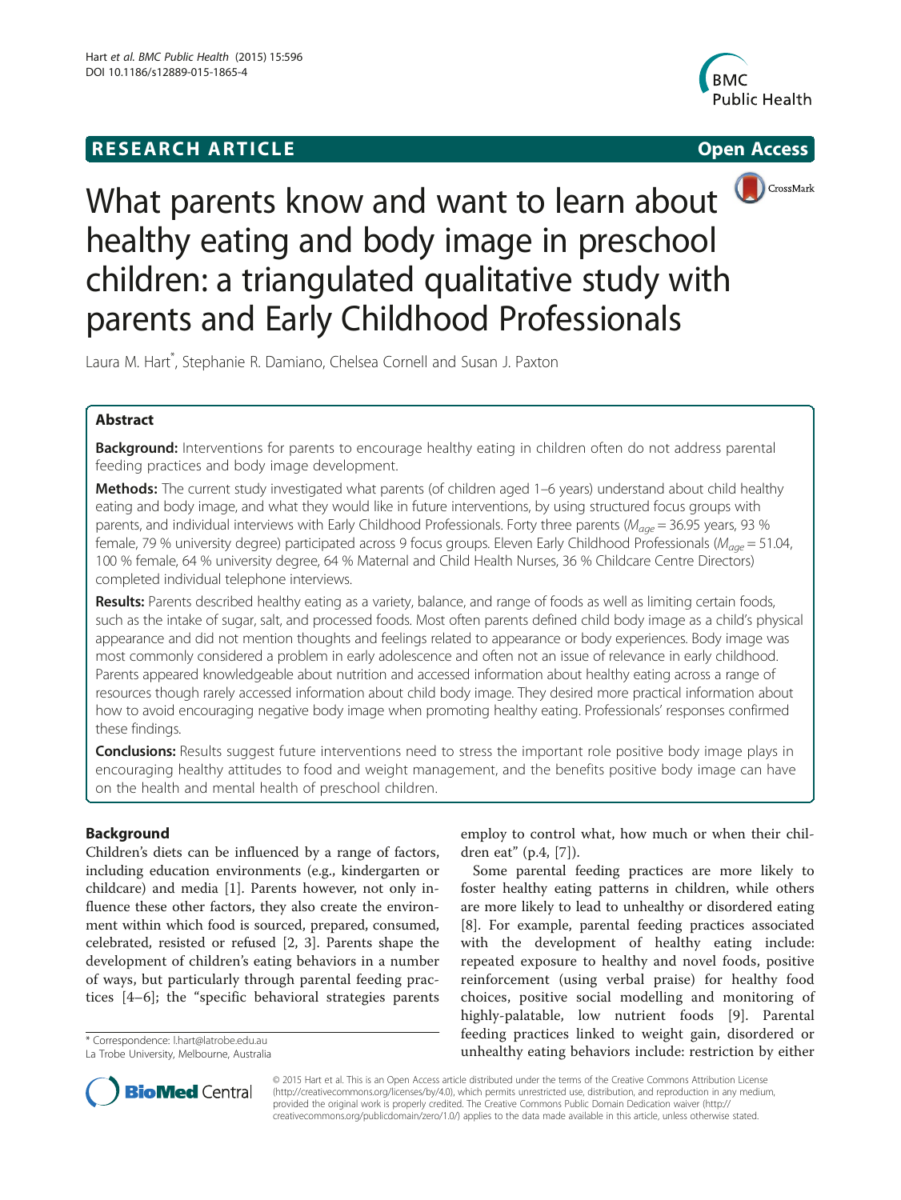**RESEARCH ARTICLE** **Open Access**

# What parents know and want to learn about healthy eating and body image in preschool children: a triangulated qualitative study with parents and Early Childhood Professionals

Laura M. Hart[*], Stephanie R. Damiano, Chelsea Cornell and Susan J. Paxton

## Abstract

**Background:** Interventions for parents to encourage healthy eating in children often do not address parental feeding practices and body image development.

**Methods:** The current study investigated what parents (of children aged 1–6 years) understand about child healthy eating and body image, and what they would like in future interventions, by using structured focus groups with parents, and individual interviews with Early Childhood Professionals. Forty three parents ($M_{age}$ = 36.95 years, 93 % female, 79 % university degree) participated across 9 focus groups. Eleven Early Childhood Professionals ($M_{age}$ = 51.04, 100 % female, 64 % university degree, 64 % Maternal and Child Health Nurses, 36 % Childcare Centre Directors) completed individual telephone interviews.

**Results:** Parents described healthy eating as a variety, balance, and range of foods as well as limiting certain foods, such as the intake of sugar, salt, and processed foods. Most often parents defined child body image as a child's physical appearance and did not mention thoughts and feelings related to appearance or body experiences. Body image was most commonly considered a problem in early adolescence and often not an issue of relevance in early childhood. Parents appeared knowledgeable about nutrition and accessed information about healthy eating across a range of resources though rarely accessed information about child body image. They desired more practical information about how to avoid encouraging negative body image when promoting healthy eating. Professionals' responses confirmed these findings.

**Conclusions:** Results suggest future interventions need to stress the important role positive body image plays in encouraging healthy attitudes to food and weight management, and the benefits positive body image can have on the health and mental health of preschool children.

## Background

Children's diets can be influenced by a range of factors, including education environments (e.g., kindergarten or childcare) and media [1]. Parents however, not only influence these other factors, they also create the environment within which food is sourced, prepared, consumed, celebrated, resisted or refused [2, 3]. Parents shape the development of children's eating behaviors in a number of ways, but particularly through parental feeding practices [4–6]; the "specific behavioral strategies parents employ to control what, how much or when their children eat" (p.4, [7]).

Some parental feeding practices are more likely to foster healthy eating patterns in children, while others are more likely to lead to unhealthy or disordered eating [8]. For example, parental feeding practices associated with the development of healthy eating include: repeated exposure to healthy and novel foods, positive reinforcement (using verbal praise) for healthy food choices, positive social modelling and monitoring of highly-palatable, low nutrient foods [9]. Parental feeding practices linked to weight gain, disordered or unhealthy eating behaviors include: restriction by either

[*] Correspondence: l.hart@latrobe.edu.au
La Trobe University, Melbourne, Australia

© 2015 Hart et al. This is an Open Access article distributed under the terms of the Creative Commons Attribution License (http://creativecommons.org/licenses/by/4.0), which permits unrestricted use, distribution, and reproduction in any medium, provided the original work is properly credited. The Creative Commons Public Domain Dedication waiver (http://creativecommons.org/publicdomain/zero/1.0/) applies to the data made available in this article, unless otherwise stated.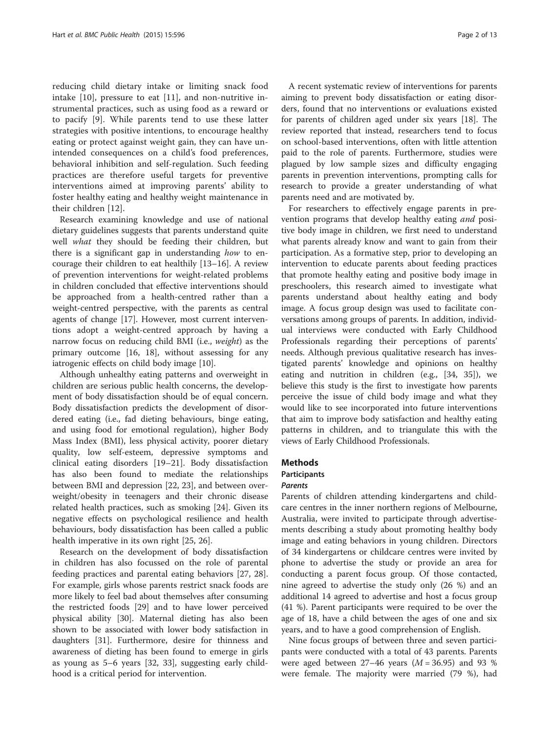reducing child dietary intake or limiting snack food intake [10], pressure to eat [11], and non-nutritive instrumental practices, such as using food as a reward or to pacify [9]. While parents tend to use these latter strategies with positive intentions, to encourage healthy eating or protect against weight gain, they can have unintended consequences on a child's food preferences, behavioral inhibition and self-regulation. Such feeding practices are therefore useful targets for preventive interventions aimed at improving parents' ability to foster healthy eating and healthy weight maintenance in their children [12].

Research examining knowledge and use of national dietary guidelines suggests that parents understand quite well *what* they should be feeding their children, but there is a significant gap in understanding *how* to encourage their children to eat healthily [13–16]. A review of prevention interventions for weight-related problems in children concluded that effective interventions should be approached from a health-centred rather than a weight-centred perspective, with the parents as central agents of change [17]. However, most current interventions adopt a weight-centred approach by having a narrow focus on reducing child BMI (i.e., *weight*) as the primary outcome [16, 18], without assessing for any iatrogenic effects on child body image [10].

Although unhealthy eating patterns and overweight in children are serious public health concerns, the development of body dissatisfaction should be of equal concern. Body dissatisfaction predicts the development of disordered eating (i.e., fad dieting behaviours, binge eating, and using food for emotional regulation), higher Body Mass Index (BMI), less physical activity, poorer dietary quality, low self-esteem, depressive symptoms and clinical eating disorders [19–21]. Body dissatisfaction has also been found to mediate the relationships between BMI and depression [22, 23], and between overweight/obesity in teenagers and their chronic disease related health practices, such as smoking [24]. Given its negative effects on psychological resilience and health behaviours, body dissatisfaction has been called a public health imperative in its own right [25, 26].

Research on the development of body dissatisfaction in children has also focussed on the role of parental feeding practices and parental eating behaviors [27, 28]. For example, girls whose parents restrict snack foods are more likely to feel bad about themselves after consuming the restricted foods [29] and to have lower perceived physical ability [30]. Maternal dieting has also been shown to be associated with lower body satisfaction in daughters [31]. Furthermore, desire for thinness and awareness of dieting has been found to emerge in girls as young as 5–6 years [32, 33], suggesting early childhood is a critical period for intervention.

A recent systematic review of interventions for parents aiming to prevent body dissatisfaction or eating disorders, found that no interventions or evaluations existed for parents of children aged under six years [18]. The review reported that instead, researchers tend to focus on school-based interventions, often with little attention paid to the role of parents. Furthermore, studies were plagued by low sample sizes and difficulty engaging parents in prevention interventions, prompting calls for research to provide a greater understanding of what parents need and are motivated by.

For researchers to effectively engage parents in prevention programs that develop healthy eating *and* positive body image in children, we first need to understand what parents already know and want to gain from their participation. As a formative step, prior to developing an intervention to educate parents about feeding practices that promote healthy eating and positive body image in preschoolers, this research aimed to investigate what parents understand about healthy eating and body image. A focus group design was used to facilitate conversations among groups of parents. In addition, individual interviews were conducted with Early Childhood Professionals regarding their perceptions of parents' needs. Although previous qualitative research has investigated parents' knowledge and opinions on healthy eating and nutrition in children (e.g., [34, 35]), we believe this study is the first to investigate how parents perceive the issue of child body image and what they would like to see incorporated into future interventions that aim to improve body satisfaction and healthy eating patterns in children, and to triangulate this with the views of Early Childhood Professionals.

## Methods

### Participants

#### *Parents*

Parents of children attending kindergartens and childcare centres in the inner northern regions of Melbourne, Australia, were invited to participate through advertisements describing a study about promoting healthy body image and eating behaviors in young children. Directors of 34 kindergartens or childcare centres were invited by phone to advertise the study or provide an area for conducting a parent focus group. Of those contacted, nine agreed to advertise the study only (26 %) and an additional 14 agreed to advertise and host a focus group (41 %). Parent participants were required to be over the age of 18, have a child between the ages of one and six years, and to have a good comprehension of English.

Nine focus groups of between three and seven participants were conducted with a total of 43 parents. Parents were aged between 27–46 years ($M = 36.95$) and 93 % were female. The majority were married (79 %), had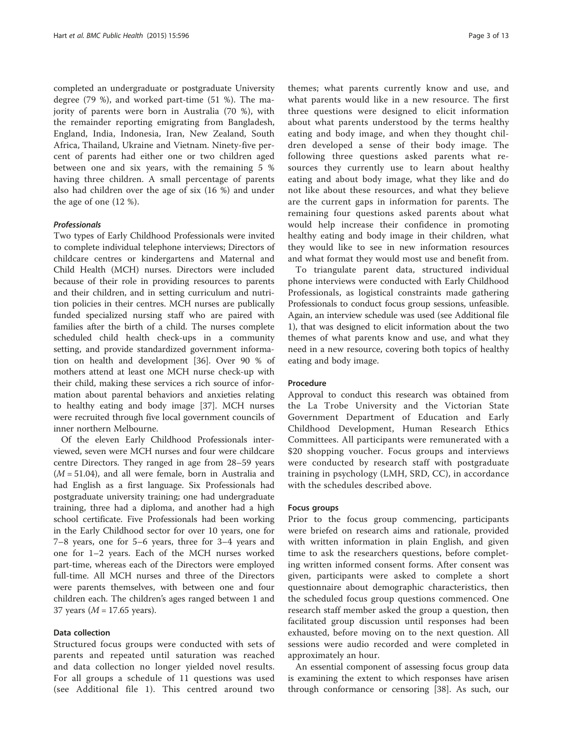completed an undergraduate or postgraduate University degree (79 %), and worked part-time (51 %). The majority of parents were born in Australia (70 %), with the remainder reporting emigrating from Bangladesh, England, India, Indonesia, Iran, New Zealand, South Africa, Thailand, Ukraine and Vietnam. Ninety-five percent of parents had either one or two children aged between one and six years, with the remaining 5 % having three children. A small percentage of parents also had children over the age of six (16 %) and under the age of one (12 %).

#### *Professionals*

Two types of Early Childhood Professionals were invited to complete individual telephone interviews; Directors of childcare centres or kindergartens and Maternal and Child Health (MCH) nurses. Directors were included because of their role in providing resources to parents and their children, and in setting curriculum and nutrition policies in their centres. MCH nurses are publically funded specialized nursing staff who are paired with families after the birth of a child. The nurses complete scheduled child health check-ups in a community setting, and provide standardized government information on health and development [36]. Over 90 % of mothers attend at least one MCH nurse check-up with their child, making these services a rich source of information about parental behaviors and anxieties relating to healthy eating and body image [37]. MCH nurses were recruited through five local government councils of inner northern Melbourne.

Of the eleven Early Childhood Professionals interviewed, seven were MCH nurses and four were childcare centre Directors. They ranged in age from 28–59 years ($M = 51.04$), and all were female, born in Australia and had English as a first language. Six Professionals had postgraduate university training; one had undergraduate training, three had a diploma, and another had a high school certificate. Five Professionals had been working in the Early Childhood sector for over 10 years, one for 7–8 years, one for 5–6 years, three for 3–4 years and one for 1–2 years. Each of the MCH nurses worked part-time, whereas each of the Directors were employed full-time. All MCH nurses and three of the Directors were parents themselves, with between one and four children each. The children's ages ranged between 1 and 37 years ($M = 17.65$ years).

### Data collection

Structured focus groups were conducted with sets of parents and repeated until saturation was reached and data collection no longer yielded novel results. For all groups a schedule of 11 questions was used (see Additional file 1). This centred around two themes; what parents currently know and use, and what parents would like in a new resource. The first three questions were designed to elicit information about what parents understood by the terms healthy eating and body image, and when they thought children developed a sense of their body image. The following three questions asked parents what resources they currently use to learn about healthy eating and about body image, what they like and do not like about these resources, and what they believe are the current gaps in information for parents. The remaining four questions asked parents about what would help increase their confidence in promoting healthy eating and body image in their children, what they would like to see in new information resources and what format they would most use and benefit from.

To triangulate parent data, structured individual phone interviews were conducted with Early Childhood Professionals, as logistical constraints made gathering Professionals to conduct focus group sessions, unfeasible. Again, an interview schedule was used (see Additional file 1), that was designed to elicit information about the two themes of what parents know and use, and what they need in a new resource, covering both topics of healthy eating and body image.

### Procedure

Approval to conduct this research was obtained from the La Trobe University and the Victorian State Government Department of Education and Early Childhood Development, Human Research Ethics Committees. All participants were remunerated with a $20 shopping voucher. Focus groups and interviews were conducted by research staff with postgraduate training in psychology (LMH, SRD, CC), in accordance with the schedules described above.

### Focus groups

Prior to the focus group commencing, participants were briefed on research aims and rationale, provided with written information in plain English, and given time to ask the researchers questions, before completing written informed consent forms. After consent was given, participants were asked to complete a short questionnaire about demographic characteristics, then the scheduled focus group questions commenced. One research staff member asked the group a question, then facilitated group discussion until responses had been exhausted, before moving on to the next question. All sessions were audio recorded and were completed in approximately an hour.

An essential component of assessing focus group data is examining the extent to which responses have arisen through conformance or censoring [38]. As such, our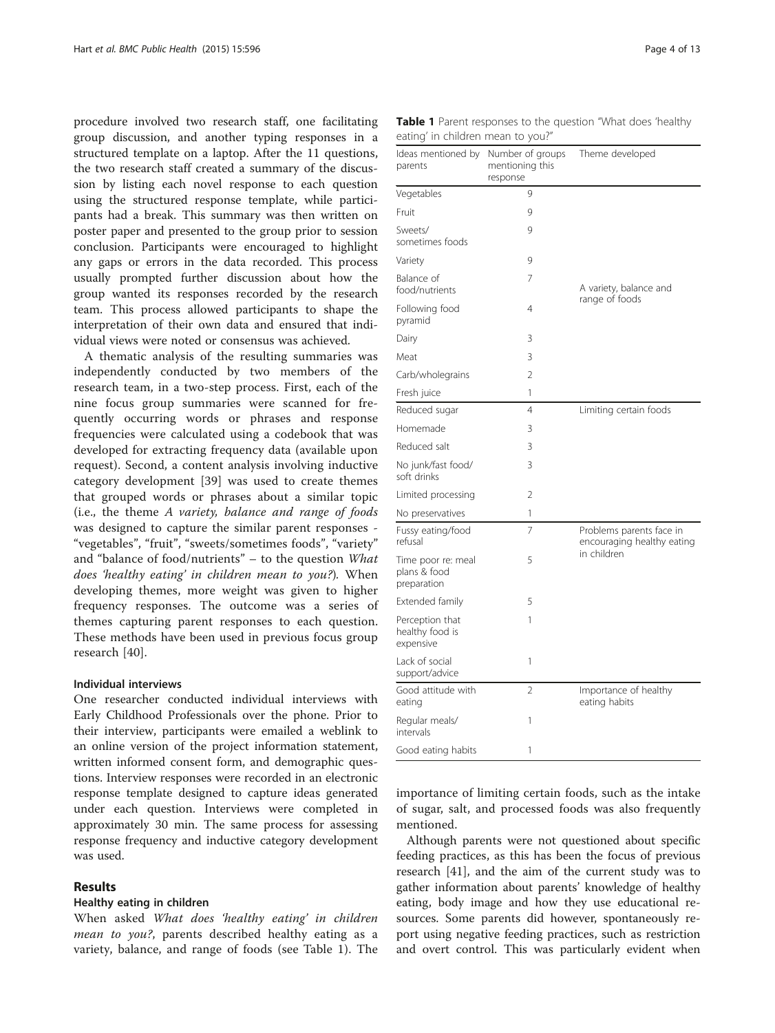procedure involved two research staff, one facilitating group discussion, and another typing responses in a structured template on a laptop. After the 11 questions, the two research staff created a summary of the discussion by listing each novel response to each question using the structured response template, while participants had a break. This summary was then written on poster paper and presented to the group prior to session conclusion. Participants were encouraged to highlight any gaps or errors in the data recorded. This process usually prompted further discussion about how the group wanted its responses recorded by the research team. This process allowed participants to shape the interpretation of their own data and ensured that individual views were noted or consensus was achieved.

A thematic analysis of the resulting summaries was independently conducted by two members of the research team, in a two-step process. First, each of the nine focus group summaries were scanned for frequently occurring words or phrases and response frequencies were calculated using a codebook that was developed for extracting frequency data (available upon request). Second, a content analysis involving inductive category development [39] was used to create themes that grouped words or phrases about a similar topic (i.e., the theme *A variety, balance and range of foods* was designed to capture the similar parent responses - "vegetables", "fruit", "sweets/sometimes foods", "variety" and "balance of food/nutrients" – to the question *What does 'healthy eating' in children mean to you?*). When developing themes, more weight was given to higher frequency responses. The outcome was a series of themes capturing parent responses to each question. These methods have been used in previous focus group research [40].

### Individual interviews

One researcher conducted individual interviews with Early Childhood Professionals over the phone. Prior to their interview, participants were emailed a weblink to an online version of the project information statement, written informed consent form, and demographic questions. Interview responses were recorded in an electronic response template designed to capture ideas generated under each question. Interviews were completed in approximately 30 min. The same process for assessing response frequency and inductive category development was used.

## Results

### Healthy eating in children

When asked *What does 'healthy eating' in children mean to you?*, parents described healthy eating as a variety, balance, and range of foods (see Table 1). The importance of limiting certain foods, such as the intake of sugar, salt, and processed foods was also frequently mentioned.

**Table 1** Parent responses to the question "What does 'healthy eating' in children mean to you?"

| Ideas mentioned by parents | Number of groups mentioning this response | Theme developed |
|---|---|---|
| Vegetables | 9 | A variety, balance and range of foods |
| Fruit | 9 | |
| Sweets/sometimes foods | 9 | |
| Variety | 9 | |
| Balance of food/nutrients | 7 | |
| Following food pyramid | 4 | |
| Dairy | 3 | |
| Meat | 3 | |
| Carb/wholegrains | 2 | |
| Fresh juice | 1 | |
| Reduced sugar | 4 | Limiting certain foods |
| Homemade | 3 | |
| Reduced salt | 3 | |
| No junk/fast food/soft drinks | 3 | |
| Limited processing | 2 | |
| No preservatives | 1 | |
| Fussy eating/food refusal | 7 | Problems parents face in encouraging healthy eating in children |
| Time poor re: meal plans & food preparation | 5 | |
| Extended family | 5 | |
| Perception that healthy food is expensive | 1 | |
| Lack of social support/advice | 1 | |
| Good attitude with eating | 2 | Importance of healthy eating habits |
| Regular meals/intervals | 1 | |
| Good eating habits | 1 | |

Although parents were not questioned about specific feeding practices, as this has been the focus of previous research [41], and the aim of the current study was to gather information about parents' knowledge of healthy eating, body image and how they use educational resources. Some parents did however, spontaneously report using negative feeding practices, such as restriction and overt control. This was particularly evident when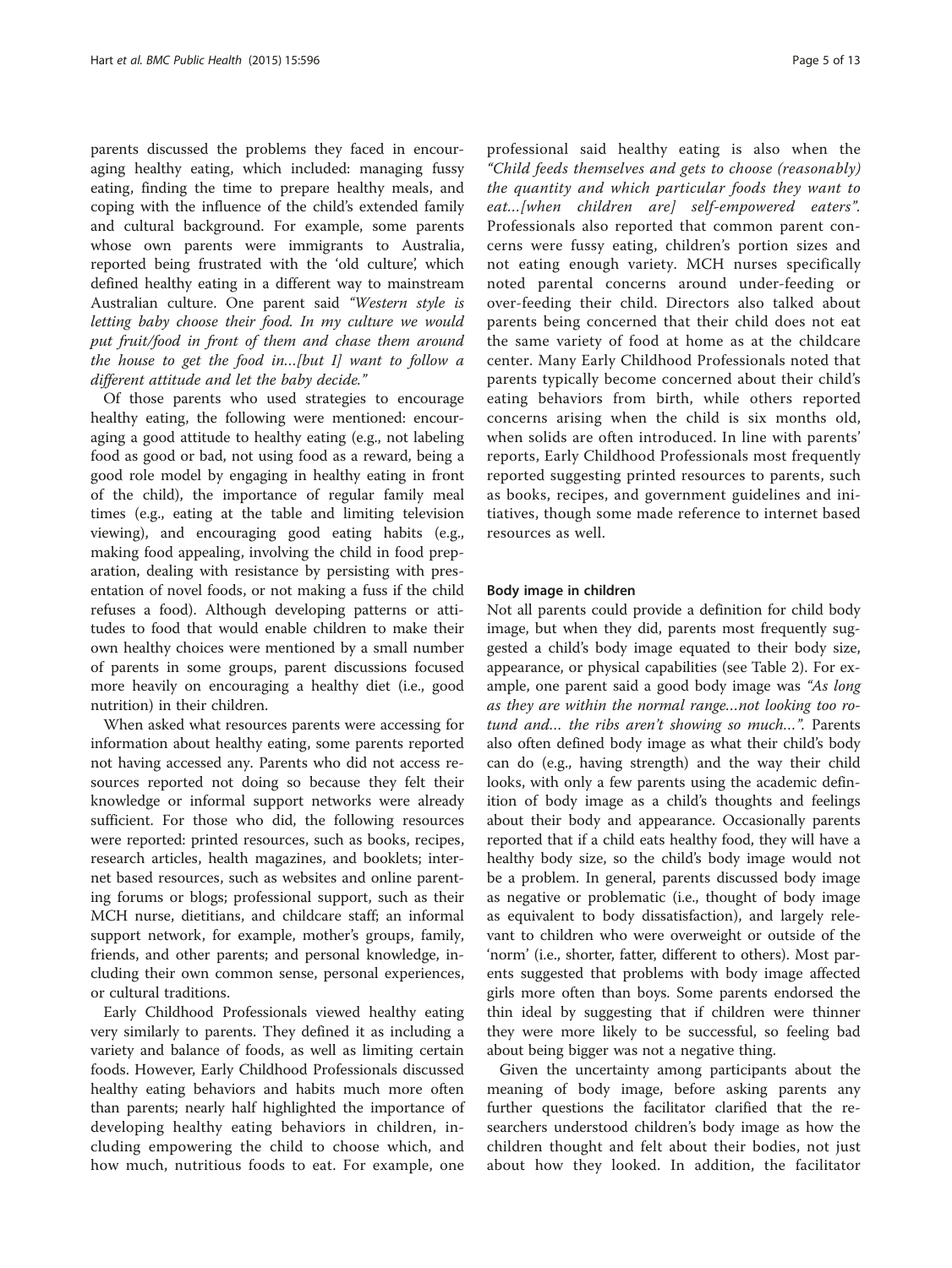parents discussed the problems they faced in encouraging healthy eating, which included: managing fussy eating, finding the time to prepare healthy meals, and coping with the influence of the child's extended family and cultural background. For example, some parents whose own parents were immigrants to Australia, reported being frustrated with the 'old culture', which defined healthy eating in a different way to mainstream Australian culture. One parent said *"Western style is letting baby choose their food. In my culture we would put fruit/food in front of them and chase them around the house to get the food in…[but I] want to follow a different attitude and let the baby decide."*

Of those parents who used strategies to encourage healthy eating, the following were mentioned: encouraging a good attitude to healthy eating (e.g., not labeling food as good or bad, not using food as a reward, being a good role model by engaging in healthy eating in front of the child), the importance of regular family meal times (e.g., eating at the table and limiting television viewing), and encouraging good eating habits (e.g., making food appealing, involving the child in food preparation, dealing with resistance by persisting with presentation of novel foods, or not making a fuss if the child refuses a food). Although developing patterns or attitudes to food that would enable children to make their own healthy choices were mentioned by a small number of parents in some groups, parent discussions focused more heavily on encouraging a healthy diet (i.e., good nutrition) in their children.

When asked what resources parents were accessing for information about healthy eating, some parents reported not having accessed any. Parents who did not access resources reported not doing so because they felt their knowledge or informal support networks were already sufficient. For those who did, the following resources were reported: printed resources, such as books, recipes, research articles, health magazines, and booklets; internet based resources, such as websites and online parenting forums or blogs; professional support, such as their MCH nurse, dietitians, and childcare staff; an informal support network, for example, mother's groups, family, friends, and other parents; and personal knowledge, including their own common sense, personal experiences, or cultural traditions.

Early Childhood Professionals viewed healthy eating very similarly to parents. They defined it as including a variety and balance of foods, as well as limiting certain foods. However, Early Childhood Professionals discussed healthy eating behaviors and habits much more often than parents; nearly half highlighted the importance of developing healthy eating behaviors in children, including empowering the child to choose which, and how much, nutritious foods to eat. For example, one professional said healthy eating is also when the *"Child feeds themselves and gets to choose (reasonably) the quantity and which particular foods they want to eat…[when children are] self-empowered eaters"*. Professionals also reported that common parent concerns were fussy eating, children's portion sizes and not eating enough variety. MCH nurses specifically noted parental concerns around under-feeding or over-feeding their child. Directors also talked about parents being concerned that their child does not eat the same variety of food at home as at the childcare center. Many Early Childhood Professionals noted that parents typically become concerned about their child's eating behaviors from birth, while others reported concerns arising when the child is six months old, when solids are often introduced. In line with parents' reports, Early Childhood Professionals most frequently reported suggesting printed resources to parents, such as books, recipes, and government guidelines and initiatives, though some made reference to internet based resources as well.

### Body image in children

Not all parents could provide a definition for child body image, but when they did, parents most frequently suggested a child's body image equated to their body size, appearance, or physical capabilities (see Table 2). For example, one parent said a good body image was *"As long as they are within the normal range…not looking too rotund and… the ribs aren't showing so much…"*. Parents also often defined body image as what their child's body can do (e.g., having strength) and the way their child looks, with only a few parents using the academic definition of body image as a child's thoughts and feelings about their body and appearance. Occasionally parents reported that if a child eats healthy food, they will have a healthy body size, so the child's body image would not be a problem. In general, parents discussed body image as negative or problematic (i.e., thought of body image as equivalent to body dissatisfaction), and largely relevant to children who were overweight or outside of the 'norm' (i.e., shorter, fatter, different to others). Most parents suggested that problems with body image affected girls more often than boys. Some parents endorsed the thin ideal by suggesting that if children were thinner they were more likely to be successful, so feeling bad about being bigger was not a negative thing.

Given the uncertainty among participants about the meaning of body image, before asking parents any further questions the facilitator clarified that the researchers understood children's body image as how the children thought and felt about their bodies, not just about how they looked. In addition, the facilitator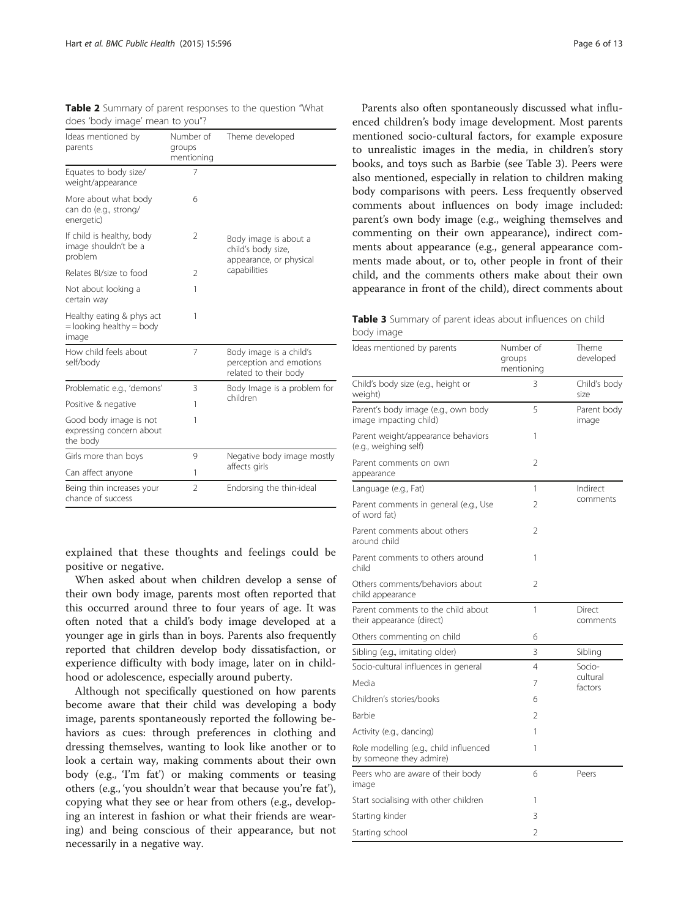**Table 2** Summary of parent responses to the question "What does 'body image' mean to you"?

| Ideas mentioned by parents | Number of groups mentioning | Theme developed |
|---|---|---|
| Equates to body size/ weight/appearance | 7 | Body image is about a child's body size, appearance, or physical capabilities |
| More about what body can do (e.g., strong/ energetic) | 6 | |
| If child is healthy, body image shouldn't be a problem | 2 | |
| Relates BI/size to food | 2 | |
| Not about looking a certain way | 1 | |
| Healthy eating & phys act = looking healthy = body image | 1 | |
| How child feels about self/body | 7 | Body image is a child's perception and emotions related to their body |
| Problematic e.g., 'demons' | 3 | Body Image is a problem for children |
| Positive & negative | 1 | |
| Good body image is not expressing concern about the body | 1 | |
| Girls more than boys | 9 | Negative body image mostly affects girls |
| Can affect anyone | 1 | |
| Being thin increases your chance of success | 2 | Endorsing the thin-ideal |

explained that these thoughts and feelings could be positive or negative.

When asked about when children develop a sense of their own body image, parents most often reported that this occurred around three to four years of age. It was often noted that a child's body image developed at a younger age in girls than in boys. Parents also frequently reported that children develop body dissatisfaction, or experience difficulty with body image, later on in childhood or adolescence, especially around puberty.

Although not specifically questioned on how parents become aware that their child was developing a body image, parents spontaneously reported the following behaviors as cues: through preferences in clothing and dressing themselves, wanting to look like another or to look a certain way, making comments about their own body (e.g., 'I'm fat') or making comments or teasing others (e.g., 'you shouldn't wear that because you're fat'), copying what they see or hear from others (e.g., developing an interest in fashion or what their friends are wearing) and being conscious of their appearance, but not necessarily in a negative way.

Parents also often spontaneously discussed what influenced children's body image development. Most parents mentioned socio-cultural factors, for example exposure to unrealistic images in the media, in children's story books, and toys such as Barbie (see Table 3). Peers were also mentioned, especially in relation to children making body comparisons with peers. Less frequently observed comments about influences on body image included: parent's own body image (e.g., weighing themselves and commenting on their own appearance), indirect comments about appearance (e.g., general appearance comments made about, or to, other people in front of their child, and the comments others make about their own appearance in front of the child), direct comments about

**Table 3** Summary of parent ideas about influences on child body image

| Ideas mentioned by parents | Number of groups mentioning | Theme developed |
|---|---|---|
| Child's body size (e.g., height or weight) | 3 | Child's body size |
| Parent's body image (e.g., own body image impacting child) | 5 | Parent body image |
| Parent weight/appearance behaviors (e.g., weighing self) | 1 | |
| Parent comments on own appearance | 2 | |
| Language (e.g., Fat) | 1 | Indirect comments |
| Parent comments in general (e.g., Use of word fat) | 2 | |
| Parent comments about others around child | 2 | |
| Parent comments to others around child | 1 | |
| Others comments/behaviors about child appearance | 2 | |
| Parent comments to the child about their appearance (direct) | 1 | Direct comments |
| Others commenting on child | 6 | |
| Sibling (e.g., imitating older) | 3 | Sibling |
| Socio-cultural influences in general | 4 | Socio-cultural factors |
| Media | 7 | |
| Children's stories/books | 6 | |
| Barbie | 2 | |
| Activity (e.g., dancing) | 1 | |
| Role modelling (e.g., child influenced by someone they admire) | 1 | |
| Peers who are aware of their body image | 6 | Peers |
| Start socialising with other children | 1 | |
| Starting kinder | 3 | |
| Starting school | 2 | |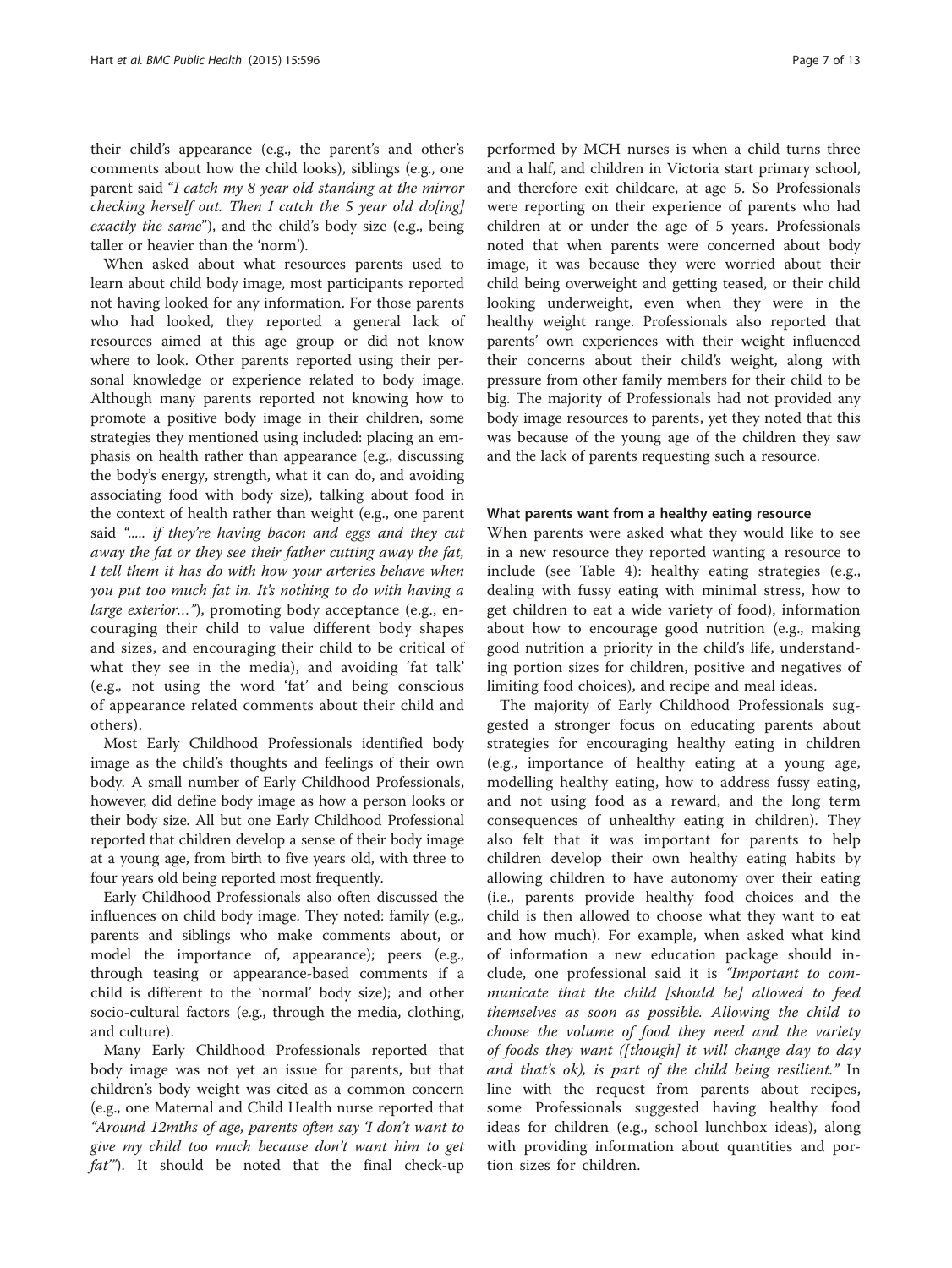their child's appearance (e.g., the parent's and other's comments about how the child looks), siblings (e.g., one parent said "*I catch my 8 year old standing at the mirror checking herself out. Then I catch the 5 year old do[ing] exactly the same*"), and the child's body size (e.g., being taller or heavier than the 'norm').

When asked about what resources parents used to learn about child body image, most participants reported not having looked for any information. For those parents who had looked, they reported a general lack of resources aimed at this age group or did not know where to look. Other parents reported using their personal knowledge or experience related to body image. Although many parents reported not knowing how to promote a positive body image in their children, some strategies they mentioned using included: placing an emphasis on health rather than appearance (e.g., discussing the body's energy, strength, what it can do, and avoiding associating food with body size), talking about food in the context of health rather than weight (e.g., one parent said *"..... if they're having bacon and eggs and they cut away the fat or they see their father cutting away the fat, I tell them it has do with how your arteries behave when you put too much fat in. It's nothing to do with having a large exterior…"*), promoting body acceptance (e.g., encouraging their child to value different body shapes and sizes, and encouraging their child to be critical of what they see in the media), and avoiding 'fat talk' (e.g., not using the word 'fat' and being conscious of appearance related comments about their child and others).

Most Early Childhood Professionals identified body image as the child's thoughts and feelings of their own body. A small number of Early Childhood Professionals, however, did define body image as how a person looks or their body size. All but one Early Childhood Professional reported that children develop a sense of their body image at a young age, from birth to five years old, with three to four years old being reported most frequently.

Early Childhood Professionals also often discussed the influences on child body image. They noted: family (e.g., parents and siblings who make comments about, or model the importance of, appearance); peers (e.g., through teasing or appearance-based comments if a child is different to the 'normal' body size); and other socio-cultural factors (e.g., through the media, clothing, and culture).

Many Early Childhood Professionals reported that body image was not yet an issue for parents, but that children's body weight was cited as a common concern (e.g., one Maternal and Child Health nurse reported that *"Around 12mths of age, parents often say 'I don't want to give my child too much because don't want him to get fat'"*). It should be noted that the final check-up performed by MCH nurses is when a child turns three and a half, and children in Victoria start primary school, and therefore exit childcare, at age 5. So Professionals were reporting on their experience of parents who had children at or under the age of 5 years. Professionals noted that when parents were concerned about body image, it was because they were worried about their child being overweight and getting teased, or their child looking underweight, even when they were in the healthy weight range. Professionals also reported that parents' own experiences with their weight influenced their concerns about their child's weight, along with pressure from other family members for their child to be big. The majority of Professionals had not provided any body image resources to parents, yet they noted that this was because of the young age of the children they saw and the lack of parents requesting such a resource.

#### What parents want from a healthy eating resource

When parents were asked what they would like to see in a new resource they reported wanting a resource to include (see Table 4): healthy eating strategies (e.g., dealing with fussy eating with minimal stress, how to get children to eat a wide variety of food), information about how to encourage good nutrition (e.g., making good nutrition a priority in the child's life, understanding portion sizes for children, positive and negatives of limiting food choices), and recipe and meal ideas.

The majority of Early Childhood Professionals suggested a stronger focus on educating parents about strategies for encouraging healthy eating in children (e.g., importance of healthy eating at a young age, modelling healthy eating, how to address fussy eating, and not using food as a reward, and the long term consequences of unhealthy eating in children). They also felt that it was important for parents to help children develop their own healthy eating habits by allowing children to have autonomy over their eating (i.e., parents provide healthy food choices and the child is then allowed to choose what they want to eat and how much). For example, when asked what kind of information a new education package should include, one professional said it is *"Important to communicate that the child [should be] allowed to feed themselves as soon as possible. Allowing the child to choose the volume of food they need and the variety of foods they want ([though] it will change day to day and that's ok), is part of the child being resilient."* In line with the request from parents about recipes, some Professionals suggested having healthy food ideas for children (e.g., school lunchbox ideas), along with providing information about quantities and portion sizes for children.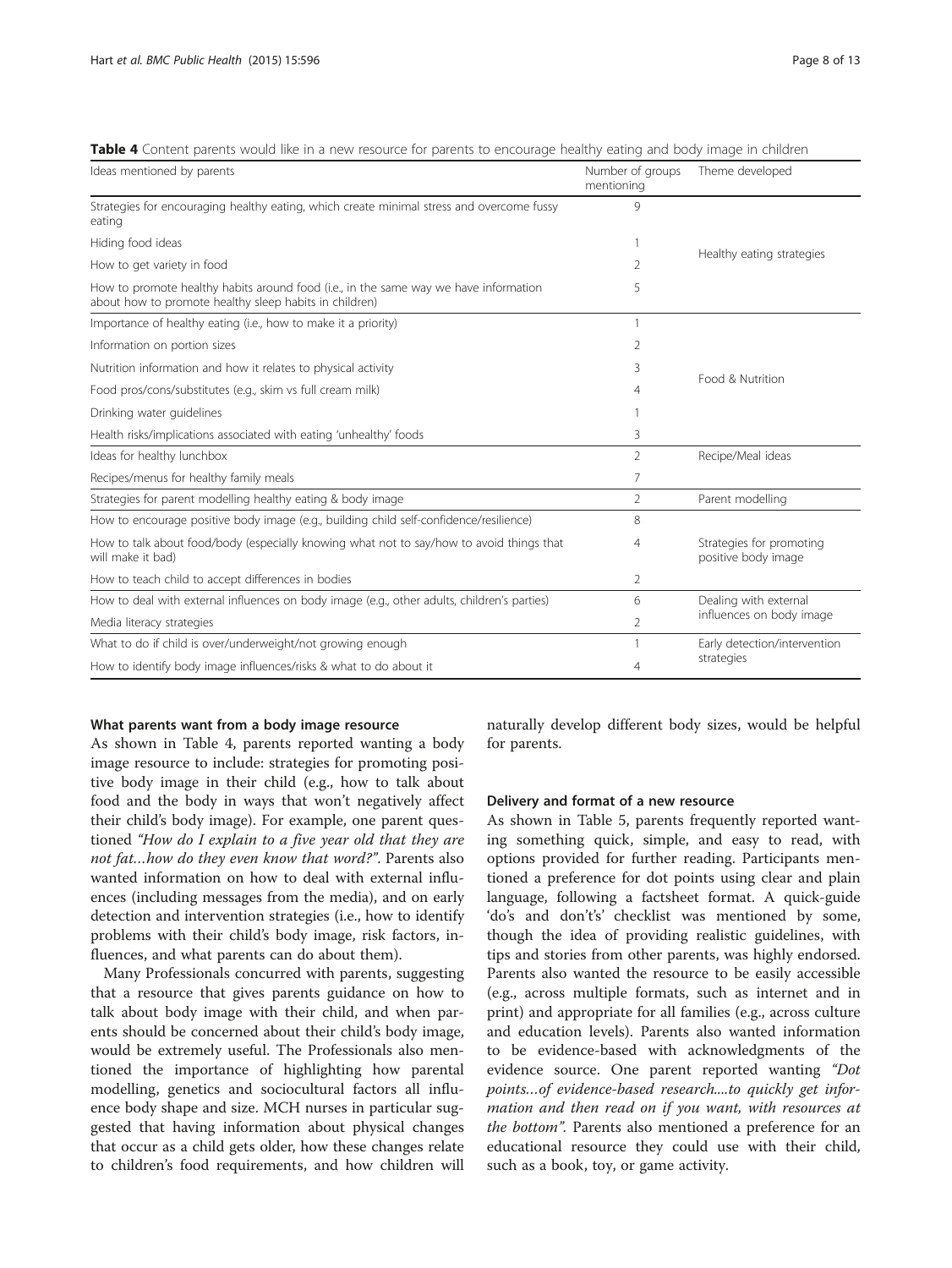**Table 4** Content parents would like in a new resource for parents to encourage healthy eating and body image in children

| Ideas mentioned by parents | Number of groups mentioning | Theme developed |
| --- | --- | --- |
| Strategies for encouraging healthy eating, which create minimal stress and overcome fussy eating | 9 | Healthy eating strategies |
| Hiding food ideas | 1 | |
| How to get variety in food | 2 | |
| How to promote healthy habits around food (i.e., in the same way we have information about how to promote healthy sleep habits in children) | 5 | |
| Importance of healthy eating (i.e., how to make it a priority) | 1 | Food & Nutrition |
| Information on portion sizes | 2 | |
| Nutrition information and how it relates to physical activity | 3 | |
| Food pros/cons/substitutes (e.g., skim vs full cream milk) | 4 | |
| Drinking water guidelines | 1 | |
| Health risks/implications associated with eating 'unhealthy' foods | 3 | |
| Ideas for healthy lunchbox | 2 | Recipe/Meal ideas |
| Recipes/menus for healthy family meals | 7 | |
| Strategies for parent modelling healthy eating & body image | 2 | Parent modelling |
| How to encourage positive body image (e.g., building child self-confidence/resilience) | 8 | Strategies for promoting positive body image |
| How to talk about food/body (especially knowing what not to say/how to avoid things that will make it bad) | 4 | |
| How to teach child to accept differences in bodies | 2 | |
| How to deal with external influences on body image (e.g., other adults, children's parties) | 6 | Dealing with external influences on body image |
| Media literacy strategies | 2 | |
| What to do if child is over/underweight/not growing enough | 1 | Early detection/intervention strategies |
| How to identify body image influences/risks & what to do about it | 4 | |

#### What parents want from a body image resource

As shown in Table 4, parents reported wanting a body image resource to include: strategies for promoting positive body image in their child (e.g., how to talk about food and the body in ways that won't negatively affect their child's body image). For example, one parent questioned *"How do I explain to a five year old that they are not fat…how do they even know that word?"*. Parents also wanted information on how to deal with external influences (including messages from the media), and on early detection and intervention strategies (i.e., how to identify problems with their child's body image, risk factors, influences, and what parents can do about them).

Many Professionals concurred with parents, suggesting that a resource that gives parents guidance on how to talk about body image with their child, and when parents should be concerned about their child's body image, would be extremely useful. The Professionals also mentioned the importance of highlighting how parental modelling, genetics and sociocultural factors all influence body shape and size. MCH nurses in particular suggested that having information about physical changes that occur as a child gets older, how these changes relate to children's food requirements, and how children will naturally develop different body sizes, would be helpful for parents.

#### Delivery and format of a new resource

As shown in Table 5, parents frequently reported wanting something quick, simple, and easy to read, with options provided for further reading. Participants mentioned a preference for dot points using clear and plain language, following a factsheet format. A quick-guide 'do's and don't's' checklist was mentioned by some, though the idea of providing realistic guidelines, with tips and stories from other parents, was highly endorsed. Parents also wanted the resource to be easily accessible (e.g., across multiple formats, such as internet and in print) and appropriate for all families (e.g., across culture and education levels). Parents also wanted information to be evidence-based with acknowledgments of the evidence source. One parent reported wanting *"Dot points…of evidence-based research....to quickly get information and then read on if you want, with resources at the bottom"*. Parents also mentioned a preference for an educational resource they could use with their child, such as a book, toy, or game activity.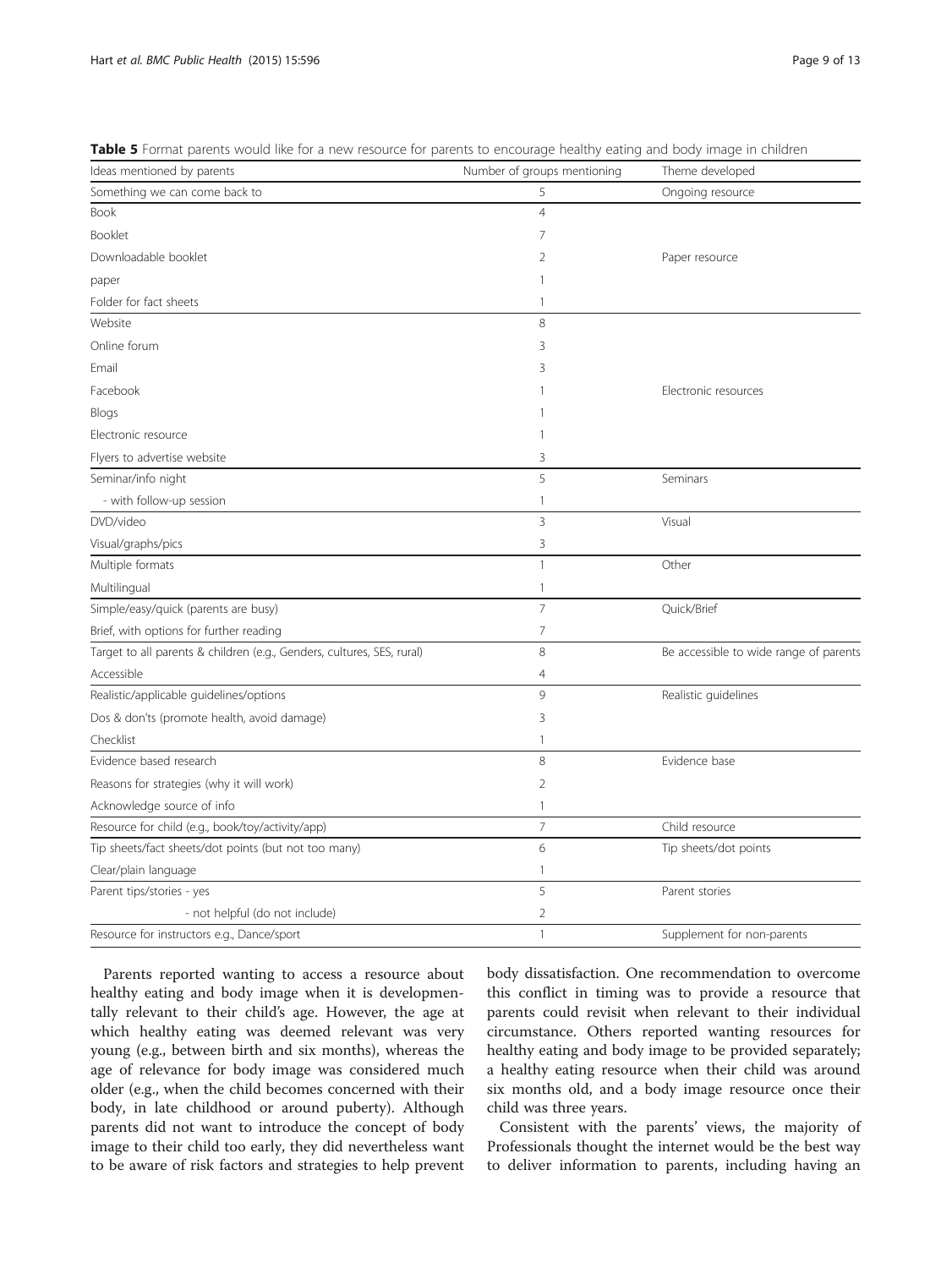**Table 5** Format parents would like for a new resource for parents to encourage healthy eating and body image in children

| Ideas mentioned by parents | Number of groups mentioning | Theme developed |
| --- | --- | --- |
| Something we can come back to | 5 | Ongoing resource |
| Book | 4 | |
| Booklet | 7 | |
| Downloadable booklet | 2 | Paper resource |
| paper | 1 | |
| Folder for fact sheets | 1 | |
| Website | 8 | |
| Online forum | 3 | |
| Email | 3 | |
| Facebook | 1 | Electronic resources |
| Blogs | 1 | |
| Electronic resource | 1 | |
| Flyers to advertise website | 3 | |
| Seminar/info night | 5 | Seminars |
| - with follow-up session | 1 | |
| DVD/video | 3 | Visual |
| Visual/graphs/pics | 3 | |
| Multiple formats | 1 | Other |
| Multilingual | 1 | |
| Simple/easy/quick (parents are busy) | 7 | Quick/Brief |
| Brief, with options for further reading | 7 | |
| Target to all parents & children (e.g., Genders, cultures, SES, rural) | 8 | Be accessible to wide range of parents |
| Accessible | 4 | |
| Realistic/applicable guidelines/options | 9 | Realistic guidelines |
| Dos & don'ts (promote health, avoid damage) | 3 | |
| Checklist | 1 | |
| Evidence based research | 8 | Evidence base |
| Reasons for strategies (why it will work) | 2 | |
| Acknowledge source of info | 1 | |
| Resource for child (e.g., book/toy/activity/app) | 7 | Child resource |
| Tip sheets/fact sheets/dot points (but not too many) | 6 | Tip sheets/dot points |
| Clear/plain language | 1 | |
| Parent tips/stories - yes | 5 | Parent stories |
| - not helpful (do not include) | 2 | |
| Resource for instructors e.g., Dance/sport | 1 | Supplement for non-parents |

Parents reported wanting to access a resource about healthy eating and body image when it is developmentally relevant to their child's age. However, the age at which healthy eating was deemed relevant was very young (e.g., between birth and six months), whereas the age of relevance for body image was considered much older (e.g., when the child becomes concerned with their body, in late childhood or around puberty). Although parents did not want to introduce the concept of body image to their child too early, they did nevertheless want to be aware of risk factors and strategies to help prevent body dissatisfaction. One recommendation to overcome this conflict in timing was to provide a resource that parents could revisit when relevant to their individual circumstance. Others reported wanting resources for healthy eating and body image to be provided separately; a healthy eating resource when their child was around six months old, and a body image resource once their child was three years.

Consistent with the parents' views, the majority of Professionals thought the internet would be the best way to deliver information to parents, including having an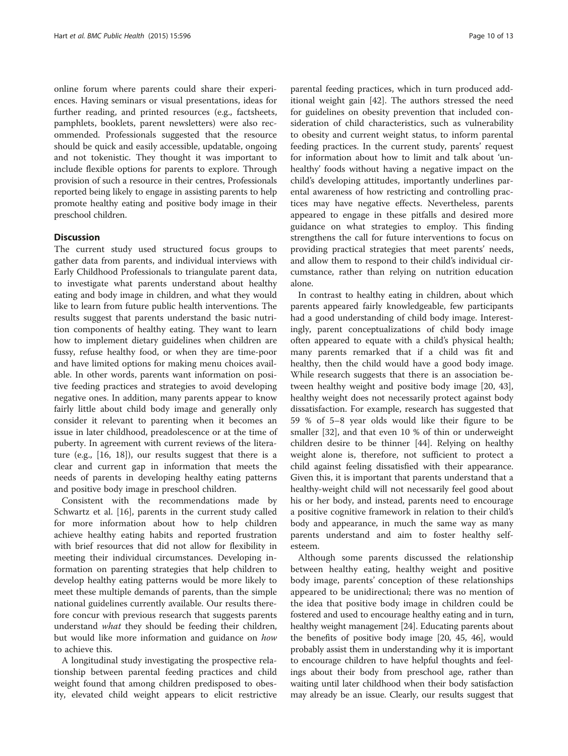online forum where parents could share their experiences. Having seminars or visual presentations, ideas for further reading, and printed resources (e.g., factsheets, pamphlets, booklets, parent newsletters) were also recommended. Professionals suggested that the resource should be quick and easily accessible, updatable, ongoing and not tokenistic. They thought it was important to include flexible options for parents to explore. Through provision of such a resource in their centres, Professionals reported being likely to engage in assisting parents to help promote healthy eating and positive body image in their preschool children.

## Discussion

The current study used structured focus groups to gather data from parents, and individual interviews with Early Childhood Professionals to triangulate parent data, to investigate what parents understand about healthy eating and body image in children, and what they would like to learn from future public health interventions. The results suggest that parents understand the basic nutrition components of healthy eating. They want to learn how to implement dietary guidelines when children are fussy, refuse healthy food, or when they are time-poor and have limited options for making menu choices available. In other words, parents want information on positive feeding practices and strategies to avoid developing negative ones. In addition, many parents appear to know fairly little about child body image and generally only consider it relevant to parenting when it becomes an issue in later childhood, preadolescence or at the time of puberty. In agreement with current reviews of the literature (e.g., [16, 18]), our results suggest that there is a clear and current gap in information that meets the needs of parents in developing healthy eating patterns and positive body image in preschool children.

Consistent with the recommendations made by Schwartz et al. [16], parents in the current study called for more information about how to help children achieve healthy eating habits and reported frustration with brief resources that did not allow for flexibility in meeting their individual circumstances. Developing information on parenting strategies that help children to develop healthy eating patterns would be more likely to meet these multiple demands of parents, than the simple national guidelines currently available. Our results therefore concur with previous research that suggests parents understand *what* they should be feeding their children, but would like more information and guidance on *how* to achieve this.

A longitudinal study investigating the prospective relationship between parental feeding practices and child weight found that among children predisposed to obesity, elevated child weight appears to elicit restrictive parental feeding practices, which in turn produced additional weight gain [42]. The authors stressed the need for guidelines on obesity prevention that included consideration of child characteristics, such as vulnerability to obesity and current weight status, to inform parental feeding practices. In the current study, parents' request for information about how to limit and talk about 'unhealthy' foods without having a negative impact on the child's developing attitudes, importantly underlines parental awareness of how restricting and controlling practices may have negative effects. Nevertheless, parents appeared to engage in these pitfalls and desired more guidance on what strategies to employ. This finding strengthens the call for future interventions to focus on providing practical strategies that meet parents' needs, and allow them to respond to their child's individual circumstance, rather than relying on nutrition education alone.

In contrast to healthy eating in children, about which parents appeared fairly knowledgeable, few participants had a good understanding of child body image. Interestingly, parent conceptualizations of child body image often appeared to equate with a child's physical health; many parents remarked that if a child was fit and healthy, then the child would have a good body image. While research suggests that there is an association between healthy weight and positive body image [20, 43], healthy weight does not necessarily protect against body dissatisfaction. For example, research has suggested that 59 % of 5–8 year olds would like their figure to be smaller [32], and that even 10 % of thin or underweight children desire to be thinner [44]. Relying on healthy weight alone is, therefore, not sufficient to protect a child against feeling dissatisfied with their appearance. Given this, it is important that parents understand that a healthy-weight child will not necessarily feel good about his or her body, and instead, parents need to encourage a positive cognitive framework in relation to their child's body and appearance, in much the same way as many parents understand and aim to foster healthy self-esteem.

Although some parents discussed the relationship between healthy eating, healthy weight and positive body image, parents' conception of these relationships appeared to be unidirectional; there was no mention of the idea that positive body image in children could be fostered and used to encourage healthy eating and in turn, healthy weight management [24]. Educating parents about the benefits of positive body image [20, 45, 46], would probably assist them in understanding why it is important to encourage children to have helpful thoughts and feelings about their body from preschool age, rather than waiting until later childhood when their body satisfaction may already be an issue. Clearly, our results suggest that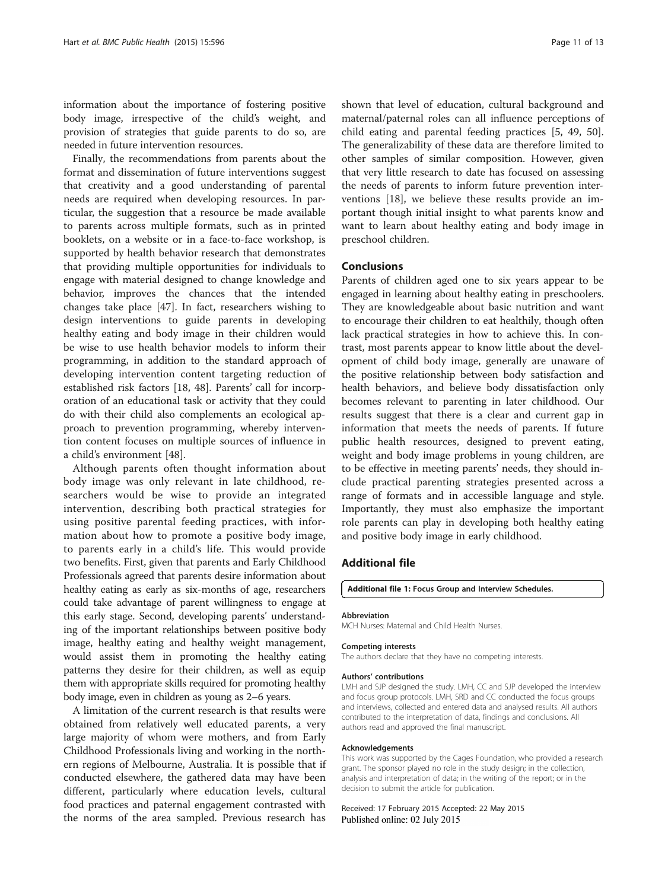information about the importance of fostering positive body image, irrespective of the child's weight, and provision of strategies that guide parents to do so, are needed in future intervention resources.

Finally, the recommendations from parents about the format and dissemination of future interventions suggest that creativity and a good understanding of parental needs are required when developing resources. In particular, the suggestion that a resource be made available to parents across multiple formats, such as in printed booklets, on a website or in a face-to-face workshop, is supported by health behavior research that demonstrates that providing multiple opportunities for individuals to engage with material designed to change knowledge and behavior, improves the chances that the intended changes take place [47]. In fact, researchers wishing to design interventions to guide parents in developing healthy eating and body image in their children would be wise to use health behavior models to inform their programming, in addition to the standard approach of developing intervention content targeting reduction of established risk factors [18, 48]. Parents' call for incorporation of an educational task or activity that they could do with their child also complements an ecological approach to prevention programming, whereby intervention content focuses on multiple sources of influence in a child's environment [48].

Although parents often thought information about body image was only relevant in late childhood, researchers would be wise to provide an integrated intervention, describing both practical strategies for using positive parental feeding practices, with information about how to promote a positive body image, to parents early in a child's life. This would provide two benefits. First, given that parents and Early Childhood Professionals agreed that parents desire information about healthy eating as early as six-months of age, researchers could take advantage of parent willingness to engage at this early stage. Second, developing parents' understanding of the important relationships between positive body image, healthy eating and healthy weight management, would assist them in promoting the healthy eating patterns they desire for their children, as well as equip them with appropriate skills required for promoting healthy body image, even in children as young as 2–6 years.

A limitation of the current research is that results were obtained from relatively well educated parents, a very large majority of whom were mothers, and from Early Childhood Professionals living and working in the northern regions of Melbourne, Australia. It is possible that if conducted elsewhere, the gathered data may have been different, particularly where education levels, cultural food practices and paternal engagement contrasted with the norms of the area sampled. Previous research has shown that level of education, cultural background and maternal/paternal roles can all influence perceptions of child eating and parental feeding practices [5, 49, 50]. The generalizability of these data are therefore limited to other samples of similar composition. However, given that very little research to date has focused on assessing the needs of parents to inform future prevention interventions [18], we believe these results provide an important though initial insight to what parents know and want to learn about healthy eating and body image in preschool children.

## Conclusions

Parents of children aged one to six years appear to be engaged in learning about healthy eating in preschoolers. They are knowledgeable about basic nutrition and want to encourage their children to eat healthily, though often lack practical strategies in how to achieve this. In contrast, most parents appear to know little about the development of child body image, generally are unaware of the positive relationship between body satisfaction and health behaviors, and believe body dissatisfaction only becomes relevant to parenting in later childhood. Our results suggest that there is a clear and current gap in information that meets the needs of parents. If future public health resources, designed to prevent eating, weight and body image problems in young children, are to be effective in meeting parents' needs, they should include practical parenting strategies presented across a range of formats and in accessible language and style. Importantly, they must also emphasize the important role parents can play in developing both healthy eating and positive body image in early childhood.

## Additional file

**Additional file 1: Focus Group and Interview Schedules.**

#### Abbreviation

MCH Nurses: Maternal and Child Health Nurses.

#### Competing interests

The authors declare that they have no competing interests.

#### Authors' contributions

LMH and SJP designed the study. LMH, CC and SJP developed the interview and focus group protocols. LMH, SRD and CC conducted the focus groups and interviews, collected and entered data and analysed results. All authors contributed to the interpretation of data, findings and conclusions. All authors read and approved the final manuscript.

#### Acknowledgements

This work was supported by the Cages Foundation, who provided a research grant. The sponsor played no role in the study design; in the collection, analysis and interpretation of data; in the writing of the report; or in the decision to submit the article for publication.

Received: 17 February 2015 Accepted: 22 May 2015
Published online: 02 July 2015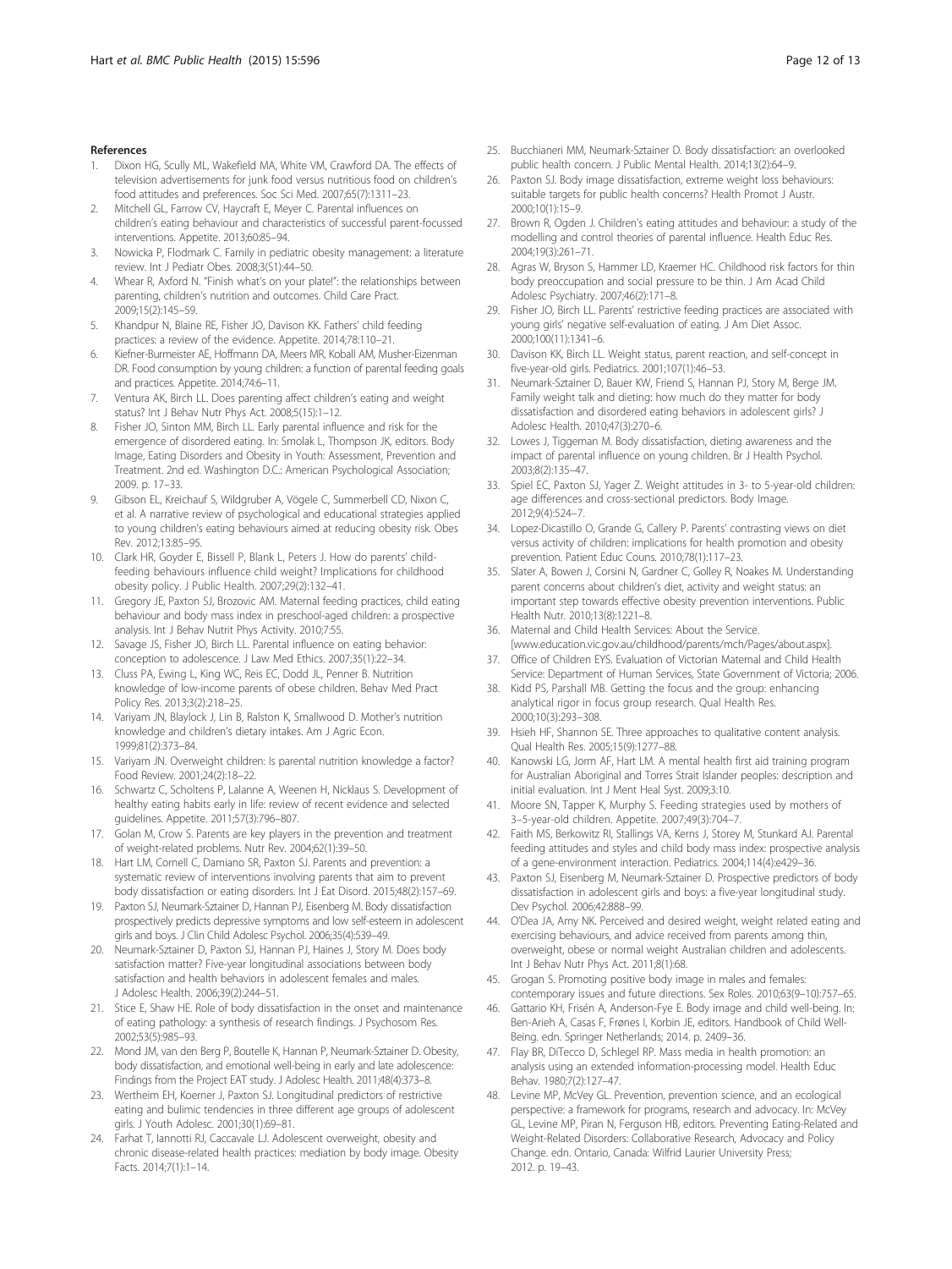## References

1. Dixon HG, Scully ML, Wakefield MA, White VM, Crawford DA. The effects of television advertisements for junk food versus nutritious food on children's food attitudes and preferences. Soc Sci Med. 2007;65(7):1311–23.
2. Mitchell GL, Farrow CV, Haycraft E, Meyer C. Parental influences on children's eating behaviour and characteristics of successful parent-focussed interventions. Appetite. 2013;60:85–94.
3. Nowicka P, Flodmark C. Family in pediatric obesity management: a literature review. Int J Pediatr Obes. 2008;3(S1):44–50.
4. Whear R, Axford N. "Finish what's on your plate!": the relationships between parenting, children's nutrition and outcomes. Child Care Pract. 2009;15(2):145–59.
5. Khandpur N, Blaine RE, Fisher JO, Davison KK. Fathers' child feeding practices: a review of the evidence. Appetite. 2014;78:110–21.
6. Kiefner-Burmeister AE, Hoffmann DA, Meers MR, Koball AM, Musher-Eizenman DR. Food consumption by young children: a function of parental feeding goals and practices. Appetite. 2014;74:6–11.
7. Ventura AK, Birch LL. Does parenting affect children's eating and weight status? Int J Behav Nutr Phys Act. 2008;5(15):1–12.
8. Fisher JO, Sinton MM, Birch LL. Early parental influence and risk for the emergence of disordered eating. In: Smolak L, Thompson JK, editors. Body Image, Eating Disorders and Obesity in Youth: Assessment, Prevention and Treatment. 2nd ed. Washington D.C.: American Psychological Association; 2009. p. 17–33.
9. Gibson EL, Kreichauf S, Wildgruber A, Vögele C, Summerbell CD, Nixon C, et al. A narrative review of psychological and educational strategies applied to young children's eating behaviours aimed at reducing obesity risk. Obes Rev. 2012;13:85–95.
10. Clark HR, Goyder E, Bissell P, Blank L, Peters J. How do parents' child-feeding behaviours influence child weight? Implications for childhood obesity policy. J Public Health. 2007;29(2):132–41.
11. Gregory JE, Paxton SJ, Brozovic AM. Maternal feeding practices, child eating behaviour and body mass index in preschool-aged children: a prospective analysis. Int J Behav Nutrit Phys Activity. 2010;7:55.
12. Savage JS, Fisher JO, Birch LL. Parental influence on eating behavior: conception to adolescence. J Law Med Ethics. 2007;35(1):22–34.
13. Cluss PA, Ewing L, King WC, Reis EC, Dodd JL, Penner B. Nutrition knowledge of low-income parents of obese children. Behav Med Pract Policy Res. 2013;3(2):218–25.
14. Variyam JN, Blaylock J, Lin B, Ralston K, Smallwood D. Mother's nutrition knowledge and children's dietary intakes. Am J Agric Econ. 1999;81(2):373–84.
15. Variyam JN. Overweight children: Is parental nutrition knowledge a factor? Food Review. 2001;24(2):18–22.
16. Schwartz C, Scholtens P, Lalanne A, Weenen H, Nicklaus S. Development of healthy eating habits early in life: review of recent evidence and selected guidelines. Appetite. 2011;57(3):796–807.
17. Golan M, Crow S. Parents are key players in the prevention and treatment of weight-related problems. Nutr Rev. 2004;62(1):39–50.
18. Hart LM, Cornell C, Damiano SR, Paxton SJ. Parents and prevention: a systematic review of interventions involving parents that aim to prevent body dissatisfaction or eating disorders. Int J Eat Disord. 2015;48(2):157–69.
19. Paxton SJ, Neumark-Sztainer D, Hannan PJ, Eisenberg M. Body dissatisfaction prospectively predicts depressive symptoms and low self-esteem in adolescent girls and boys. J Clin Child Adolesc Psychol. 2006;35(4):539–49.
20. Neumark-Sztainer D, Paxton SJ, Hannan PJ, Haines J, Story M. Does body satisfaction matter? Five-year longitudinal associations between body satisfaction and health behaviors in adolescent females and males. J Adolesc Health. 2006;39(2):244–51.
21. Stice E, Shaw HE. Role of body dissatisfaction in the onset and maintenance of eating pathology: a synthesis of research findings. J Psychosom Res. 2002;53(5):985–93.
22. Mond JM, van den Berg P, Boutelle K, Hannan P, Neumark-Sztainer D. Obesity, body dissatisfaction, and emotional well-being in early and late adolescence: Findings from the Project EAT study. J Adolesc Health. 2011;48(4):373–8.
23. Wertheim EH, Koerner J, Paxton SJ. Longitudinal predictors of restrictive eating and bulimic tendencies in three different age groups of adolescent girls. J Youth Adolesc. 2001;30(1):69–81.
24. Farhat T, Iannotti RJ, Caccavale LJ. Adolescent overweight, obesity and chronic disease-related health practices: mediation by body image. Obesity Facts. 2014;7(1):1–14.
25. Bucchianeri MM, Neumark-Sztainer D. Body dissatisfaction: an overlooked public health concern. J Public Mental Health. 2014;13(2):64–9.
26. Paxton SJ. Body image dissatisfaction, extreme weight loss behaviours: suitable targets for public health concerns? Health Promot J Austr. 2000;10(1):15–9.
27. Brown R, Ogden J. Children's eating attitudes and behaviour: a study of the modelling and control theories of parental influence. Health Educ Res. 2004;19(3):261–71.
28. Agras W, Bryson S, Hammer LD, Kraemer HC. Childhood risk factors for thin body preoccupation and social pressure to be thin. J Am Acad Child Adolesc Psychiatry. 2007;46(2):171–8.
29. Fisher JO, Birch LL. Parents' restrictive feeding practices are associated with young girls' negative self-evaluation of eating. J Am Diet Assoc. 2000;100(11):1341–6.
30. Davison KK, Birch LL. Weight status, parent reaction, and self-concept in five-year-old girls. Pediatrics. 2001;107(1):46–53.
31. Neumark-Sztainer D, Bauer KW, Friend S, Hannan PJ, Story M, Berge JM. Family weight talk and dieting: how much do they matter for body dissatisfaction and disordered eating behaviors in adolescent girls? J Adolesc Health. 2010;47(3):270–6.
32. Lowes J, Tiggeman M. Body dissatisfaction, dieting awareness and the impact of parental influence on young children. Br J Health Psychol. 2003;8(2):135–47.
33. Spiel EC, Paxton SJ, Yager Z. Weight attitudes in 3- to 5-year-old children: age differences and cross-sectional predictors. Body Image. 2012;9(4):524–7.
34. Lopez-Dicastillo O, Grande G, Callery P. Parents' contrasting views on diet versus activity of children: implications for health promotion and obesity prevention. Patient Educ Couns. 2010;78(1):117–23.
35. Slater A, Bowen J, Corsini N, Gardner C, Golley R, Noakes M. Understanding parent concerns about children's diet, activity and weight status: an important step towards effective obesity prevention interventions. Public Health Nutr. 2010;13(8):1221–8.
36. Maternal and Child Health Services: About the Service. [www.education.vic.gov.au/childhood/parents/mch/Pages/about.aspx].
37. Office of Children EYS. Evaluation of Victorian Maternal and Child Health Service: Department of Human Services, State Government of Victoria; 2006.
38. Kidd PS, Parshall MB. Getting the focus and the group: enhancing analytical rigor in focus group research. Qual Health Res. 2000;10(3):293–308.
39. Hsieh HF, Shannon SE. Three approaches to qualitative content analysis. Qual Health Res. 2005;15(9):1277–88.
40. Kanowski LG, Jorm AF, Hart LM. A mental health first aid training program for Australian Aboriginal and Torres Strait Islander peoples: description and initial evaluation. Int J Ment Heal Syst. 2009;3:10.
41. Moore SN, Tapper K, Murphy S. Feeding strategies used by mothers of 3–5-year-old children. Appetite. 2007;49(3):704–7.
42. Faith MS, Berkowitz RI, Stallings VA, Kerns J, Storey M, Stunkard AJ. Parental feeding attitudes and styles and child body mass index: prospective analysis of a gene-environment interaction. Pediatrics. 2004;114(4):e429–36.
43. Paxton SJ, Eisenberg M, Neumark-Sztainer D. Prospective predictors of body dissatisfaction in adolescent girls and boys: a five-year longitudinal study. Dev Psychol. 2006;42:888–99.
44. O'Dea JA, Amy NK. Perceived and desired weight, weight related eating and exercising behaviours, and advice received from parents among thin, overweight, obese or normal weight Australian children and adolescents. Int J Behav Nutr Phys Act. 2011;8(1):68.
45. Grogan S. Promoting positive body image in males and females: contemporary issues and future directions. Sex Roles. 2010;63(9–10):757–65.
46. Gattario KH, Frisén A, Anderson-Fye E. Body image and child well-being. In: Ben-Arieh A, Casas F, Frønes I, Korbin JE, editors. Handbook of Child Well-Being. edn. Springer Netherlands; 2014. p. 2409–36.
47. Flay BR, DiTecco D, Schlegel RP. Mass media in health promotion: an analysis using an extended information-processing model. Health Educ Behav. 1980;7(2):127–47.
48. Levine MP, McVey GL. Prevention, prevention science, and an ecological perspective: a framework for programs, research and advocacy. In: McVey GL, Levine MP, Piran N, Ferguson HB, editors. Preventing Eating-Related and Weight-Related Disorders: Collaborative Research, Advocacy and Policy Change. edn. Ontario, Canada: Wilfrid Laurier University Press; 2012. p. 19–43.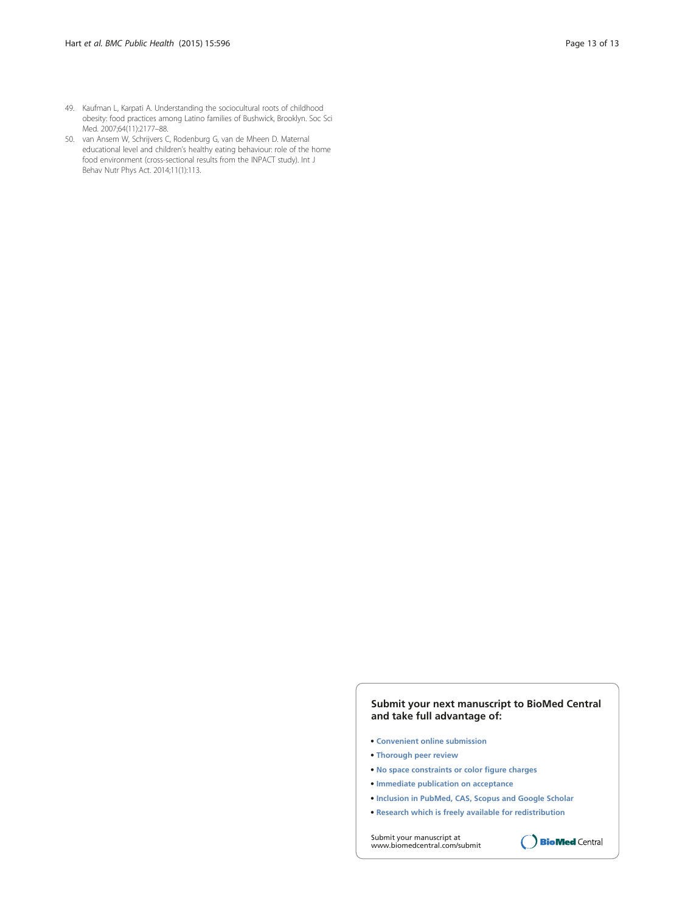49. Kaufman L, Karpati A. Understanding the sociocultural roots of childhood obesity: food practices among Latino families of Bushwick, Brooklyn. Soc Sci Med. 2007;64(11):2177–88.
50. van Ansem W, Schrijvers C, Rodenburg G, van de Mheen D. Maternal educational level and children's healthy eating behaviour: role of the home food environment (cross-sectional results from the INPACT study). Int J Behav Nutr Phys Act. 2014;11(1):113.

**Submit your next manuscript to BioMed Central and take full advantage of:**

- **Convenient online submission**
- **Thorough peer review**
- **No space constraints or color figure charges**
- **Immediate publication on acceptance**
- **Inclusion in PubMed, CAS, Scopus and Google Scholar**
- **Research which is freely available for redistribution**

Submit your manuscript at
www.biomedcentral.com/submit

BioMed Central